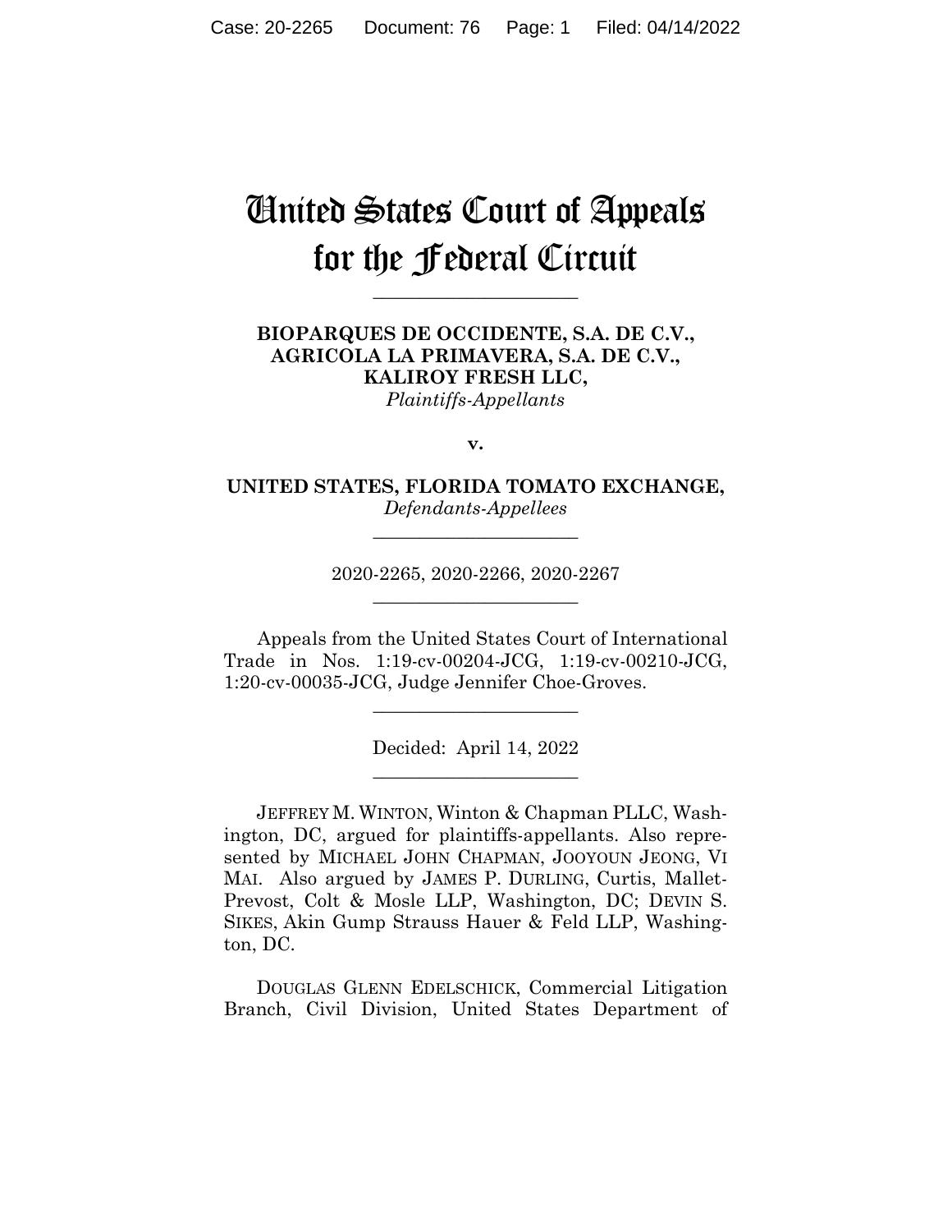# United States Court of Appeals for the Federal Circuit

---

**BIOPARQUES DE OCCIDENTE, S.A. DE C.V., AGRICOLA LA PRIMAVERA, S.A. DE C.V., KALIROY FRESH LLC,**
*Plaintiffs-Appellants*

**v.**

**UNITED STATES, FLORIDA TOMATO EXCHANGE,**
*Defendants-Appellees*

---

2020-2265, 2020-2266, 2020-2267

---

Appeals from the United States Court of International Trade in Nos. 1:19-cv-00204-JCG, 1:19-cv-00210-JCG, 1:20-cv-00035-JCG, Judge Jennifer Choe-Groves.

---

Decided: April 14, 2022

---

JEFFREY M. WINTON, Winton & Chapman PLLC, Washington, DC, argued for plaintiffs-appellants. Also represented by MICHAEL JOHN CHAPMAN, JOOYOUN JEONG, VI MAI. Also argued by JAMES P. DURLING, Curtis, Mallet-Prevost, Colt & Mosle LLP, Washington, DC; DEVIN S. SIKES, Akin Gump Strauss Hauer & Feld LLP, Washington, DC.

DOUGLAS GLENN EDELSCHICK, Commercial Litigation Branch, Civil Division, United States Department of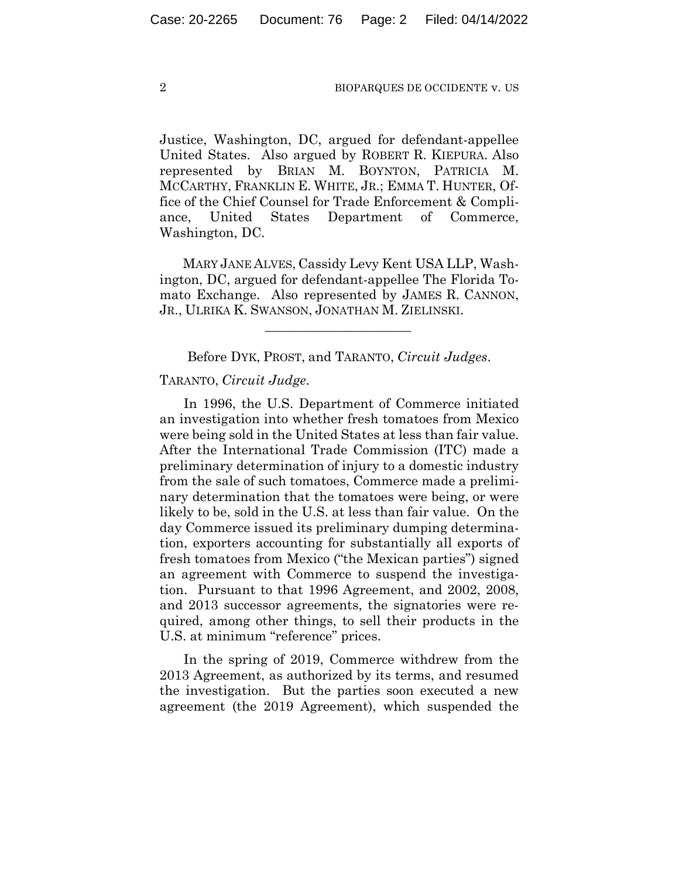Justice, Washington, DC, argued for defendant-appellee United States. Also argued by ROBERT R. KIEPURA. Also represented by BRIAN M. BOYNTON, PATRICIA M. MCCARTHY, FRANKLIN E. WHITE, JR.; EMMA T. HUNTER, Office of the Chief Counsel for Trade Enforcement & Compliance, United States Department of Commerce, Washington, DC.

MARY JANE ALVES, Cassidy Levy Kent USA LLP, Washington, DC, argued for defendant-appellee The Florida Tomato Exchange. Also represented by JAMES R. CANNON, JR., ULRIKA K. SWANSON, JONATHAN M. ZIELINSKI.

---

Before DYK, PROST, and TARANTO, *Circuit Judges*.

TARANTO, *Circuit Judge*.

In 1996, the U.S. Department of Commerce initiated an investigation into whether fresh tomatoes from Mexico were being sold in the United States at less than fair value. After the International Trade Commission (ITC) made a preliminary determination of injury to a domestic industry from the sale of such tomatoes, Commerce made a preliminary determination that the tomatoes were being, or were likely to be, sold in the U.S. at less than fair value. On the day Commerce issued its preliminary dumping determination, exporters accounting for substantially all exports of fresh tomatoes from Mexico ("the Mexican parties") signed an agreement with Commerce to suspend the investigation. Pursuant to that 1996 Agreement, and 2002, 2008, and 2013 successor agreements, the signatories were required, among other things, to sell their products in the U.S. at minimum "reference" prices.

In the spring of 2019, Commerce withdrew from the 2013 Agreement, as authorized by its terms, and resumed the investigation. But the parties soon executed a new agreement (the 2019 Agreement), which suspended the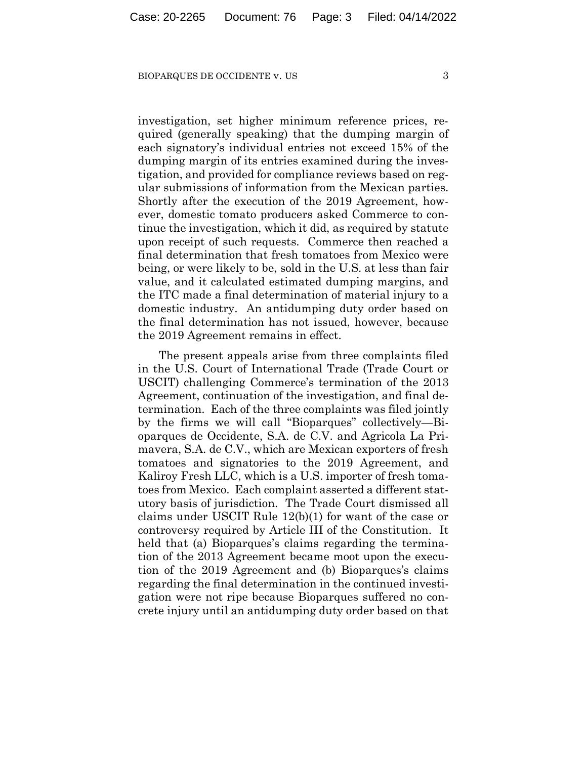investigation, set higher minimum reference prices, required (generally speaking) that the dumping margin of each signatory's individual entries not exceed 15% of the dumping margin of its entries examined during the investigation, and provided for compliance reviews based on regular submissions of information from the Mexican parties. Shortly after the execution of the 2019 Agreement, however, domestic tomato producers asked Commerce to continue the investigation, which it did, as required by statute upon receipt of such requests. Commerce then reached a final determination that fresh tomatoes from Mexico were being, or were likely to be, sold in the U.S. at less than fair value, and it calculated estimated dumping margins, and the ITC made a final determination of material injury to a domestic industry. An antidumping duty order based on the final determination has not issued, however, because the 2019 Agreement remains in effect.

The present appeals arise from three complaints filed in the U.S. Court of International Trade (Trade Court or USCIT) challenging Commerce's termination of the 2013 Agreement, continuation of the investigation, and final determination. Each of the three complaints was filed jointly by the firms we will call "Bioparques" collectively—Bioparques de Occidente, S.A. de C.V. and Agricola La Primavera, S.A. de C.V., which are Mexican exporters of fresh tomatoes and signatories to the 2019 Agreement, and Kaliroy Fresh LLC, which is a U.S. importer of fresh tomatoes from Mexico. Each complaint asserted a different statutory basis of jurisdiction. The Trade Court dismissed all claims under USCIT Rule 12(b)(1) for want of the case or controversy required by Article III of the Constitution. It held that (a) Bioparques's claims regarding the termination of the 2013 Agreement became moot upon the execution of the 2019 Agreement and (b) Bioparques's claims regarding the final determination in the continued investigation were not ripe because Bioparques suffered no concrete injury until an antidumping duty order based on that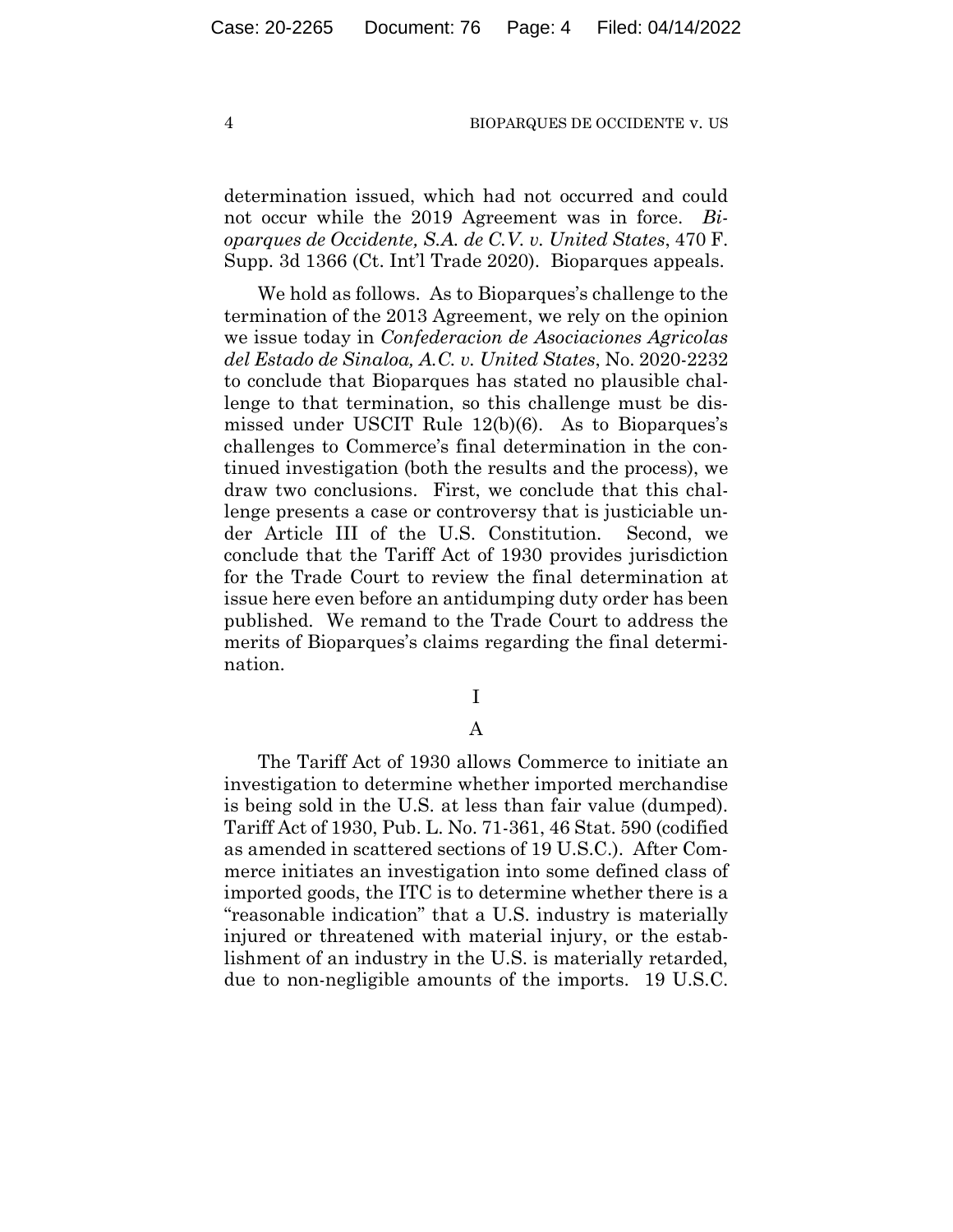determination issued, which had not occurred and could not occur while the 2019 Agreement was in force. *Bioparques de Occidente, S.A. de C.V. v. United States*, 470 F. Supp. 3d 1366 (Ct. Int'l Trade 2020). Bioparques appeals.

We hold as follows. As to Bioparques's challenge to the termination of the 2013 Agreement, we rely on the opinion we issue today in *Confederacion de Asociaciones Agricolas del Estado de Sinaloa, A.C. v. United States*, No. 2020-2232 to conclude that Bioparques has stated no plausible challenge to that termination, so this challenge must be dismissed under USCIT Rule 12(b)(6). As to Bioparques's challenges to Commerce's final determination in the continued investigation (both the results and the process), we draw two conclusions. First, we conclude that this challenge presents a case or controversy that is justiciable under Article III of the U.S. Constitution. Second, we conclude that the Tariff Act of 1930 provides jurisdiction for the Trade Court to review the final determination at issue here even before an antidumping duty order has been published. We remand to the Trade Court to address the merits of Bioparques's claims regarding the final determination.

# I

## A

The Tariff Act of 1930 allows Commerce to initiate an investigation to determine whether imported merchandise is being sold in the U.S. at less than fair value (dumped). Tariff Act of 1930, Pub. L. No. 71-361, 46 Stat. 590 (codified as amended in scattered sections of 19 U.S.C.). After Commerce initiates an investigation into some defined class of imported goods, the ITC is to determine whether there is a "reasonable indication" that a U.S. industry is materially injured or threatened with material injury, or the establishment of an industry in the U.S. is materially retarded, due to non-negligible amounts of the imports. 19 U.S.C.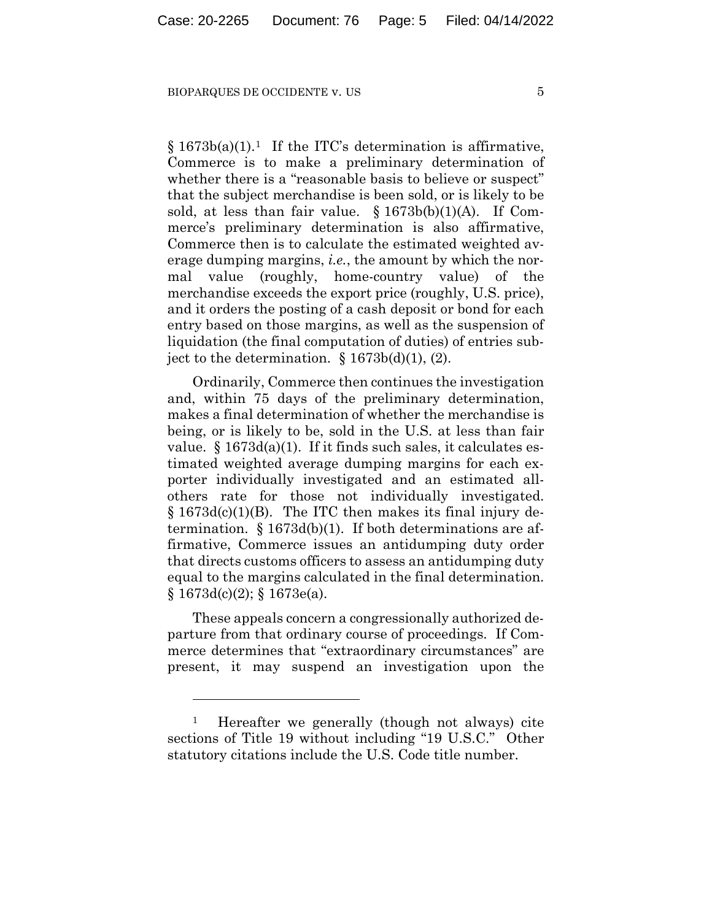§ 1673b(a)(1).[1] If the ITC's determination is affirmative, Commerce is to make a preliminary determination of whether there is a "reasonable basis to believe or suspect" that the subject merchandise is been sold, or is likely to be sold, at less than fair value. § 1673b(b)(1)(A). If Commerce's preliminary determination is also affirmative, Commerce then is to calculate the estimated weighted average dumping margins, *i.e.*, the amount by which the normal value (roughly, home-country value) of the merchandise exceeds the export price (roughly, U.S. price), and it orders the posting of a cash deposit or bond for each entry based on those margins, as well as the suspension of liquidation (the final computation of duties) of entries subject to the determination. § 1673b(d)(1), (2).

Ordinarily, Commerce then continues the investigation and, within 75 days of the preliminary determination, makes a final determination of whether the merchandise is being, or is likely to be, sold in the U.S. at less than fair value. § 1673d(a)(1). If it finds such sales, it calculates estimated weighted average dumping margins for each exporter individually investigated and an estimated all-others rate for those not individually investigated. § 1673d(c)(1)(B). The ITC then makes its final injury determination. § 1673d(b)(1). If both determinations are affirmative, Commerce issues an antidumping duty order that directs customs officers to assess an antidumping duty equal to the margins calculated in the final determination. § 1673d(c)(2); § 1673e(a).

These appeals concern a congressionally authorized departure from that ordinary course of proceedings. If Commerce determines that "extraordinary circumstances" are present, it may suspend an investigation upon the

[1] Hereafter we generally (though not always) cite sections of Title 19 without including "19 U.S.C." Other statutory citations include the U.S. Code title number.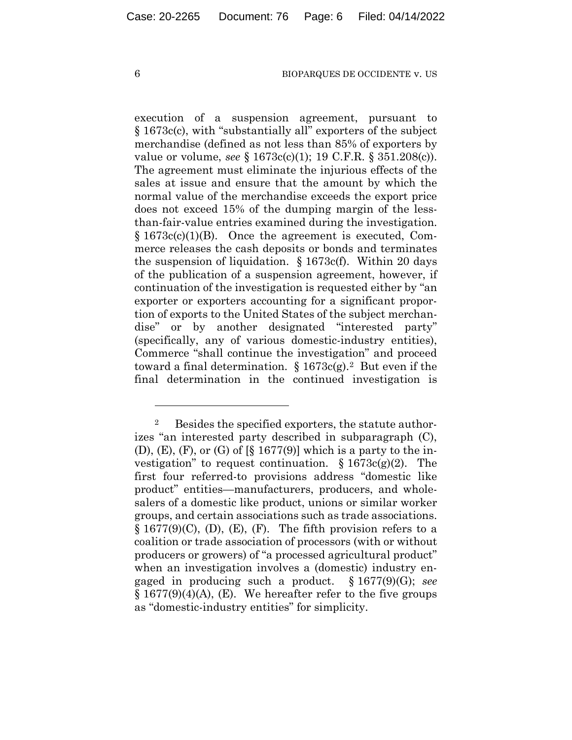execution of a suspension agreement, pursuant to § 1673c(c), with "substantially all" exporters of the subject merchandise (defined as not less than 85% of exporters by value or volume, *see* § 1673c(c)(1); 19 C.F.R. § 351.208(c)). The agreement must eliminate the injurious effects of the sales at issue and ensure that the amount by which the normal value of the merchandise exceeds the export price does not exceed 15% of the dumping margin of the less-than-fair-value entries examined during the investigation. § 1673c(c)(1)(B). Once the agreement is executed, Commerce releases the cash deposits or bonds and terminates the suspension of liquidation. § 1673c(f). Within 20 days of the publication of a suspension agreement, however, if continuation of the investigation is requested either by "an exporter or exporters accounting for a significant proportion of exports to the United States of the subject merchandise" or by another designated "interested party" (specifically, any of various domestic-industry entities), Commerce "shall continue the investigation" and proceed toward a final determination. § 1673c(g).[2] But even if the final determination in the continued investigation is

---

[2] Besides the specified exporters, the statute authorizes "an interested party described in subparagraph (C), (D), (E), (F), or (G) of [§ 1677(9)] which is a party to the investigation" to request continuation. § 1673c(g)(2). The first four referred-to provisions address "domestic like product" entities—manufacturers, producers, and wholesalers of a domestic like product, unions or similar worker groups, and certain associations such as trade associations. § 1677(9)(C), (D), (E), (F). The fifth provision refers to a coalition or trade association of processors (with or without producers or growers) of "a processed agricultural product" when an investigation involves a (domestic) industry engaged in producing such a product. § 1677(9)(G); *see* § 1677(9)(4)(A), (E). We hereafter refer to the five groups as "domestic-industry entities" for simplicity.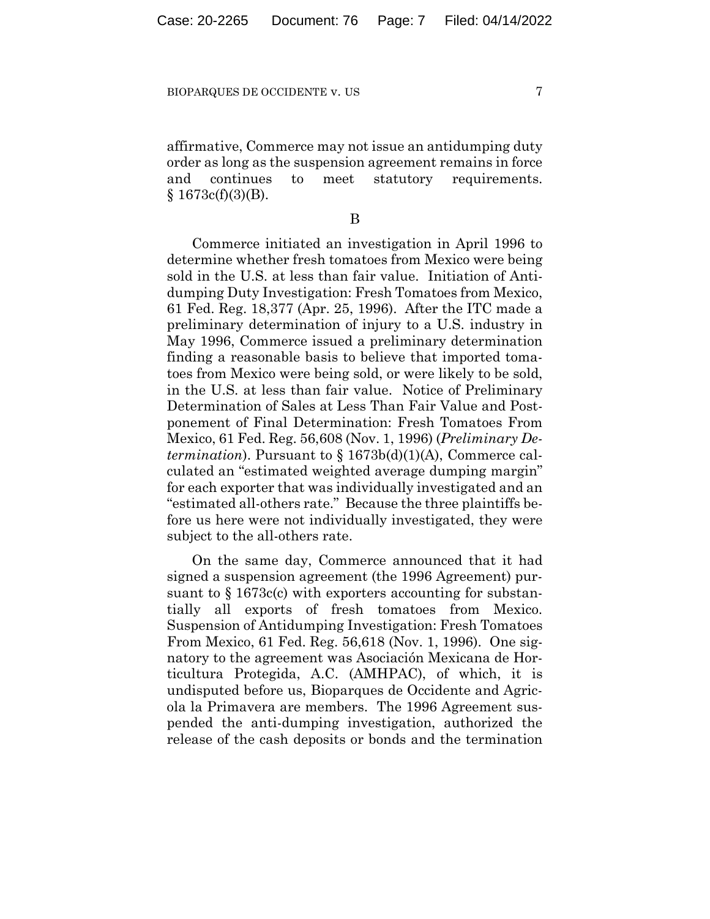affirmative, Commerce may not issue an antidumping duty order as long as the suspension agreement remains in force and continues to meet statutory requirements. § 1673c(f)(3)(B).

B

Commerce initiated an investigation in April 1996 to determine whether fresh tomatoes from Mexico were being sold in the U.S. at less than fair value. Initiation of Antidumping Duty Investigation: Fresh Tomatoes from Mexico, 61 Fed. Reg. 18,377 (Apr. 25, 1996). After the ITC made a preliminary determination of injury to a U.S. industry in May 1996, Commerce issued a preliminary determination finding a reasonable basis to believe that imported tomatoes from Mexico were being sold, or were likely to be sold, in the U.S. at less than fair value. Notice of Preliminary Determination of Sales at Less Than Fair Value and Postponement of Final Determination: Fresh Tomatoes From Mexico, 61 Fed. Reg. 56,608 (Nov. 1, 1996) (*Preliminary Determination*). Pursuant to § 1673b(d)(1)(A), Commerce calculated an "estimated weighted average dumping margin" for each exporter that was individually investigated and an "estimated all-others rate." Because the three plaintiffs before us here were not individually investigated, they were subject to the all-others rate.

On the same day, Commerce announced that it had signed a suspension agreement (the 1996 Agreement) pursuant to § 1673c(c) with exporters accounting for substantially all exports of fresh tomatoes from Mexico. Suspension of Antidumping Investigation: Fresh Tomatoes From Mexico, 61 Fed. Reg. 56,618 (Nov. 1, 1996). One signatory to the agreement was Asociación Mexicana de Horticultura Protegida, A.C. (AMHPAC), of which, it is undisputed before us, Bioparques de Occidente and Agricola la Primavera are members. The 1996 Agreement suspended the anti-dumping investigation, authorized the release of the cash deposits or bonds and the termination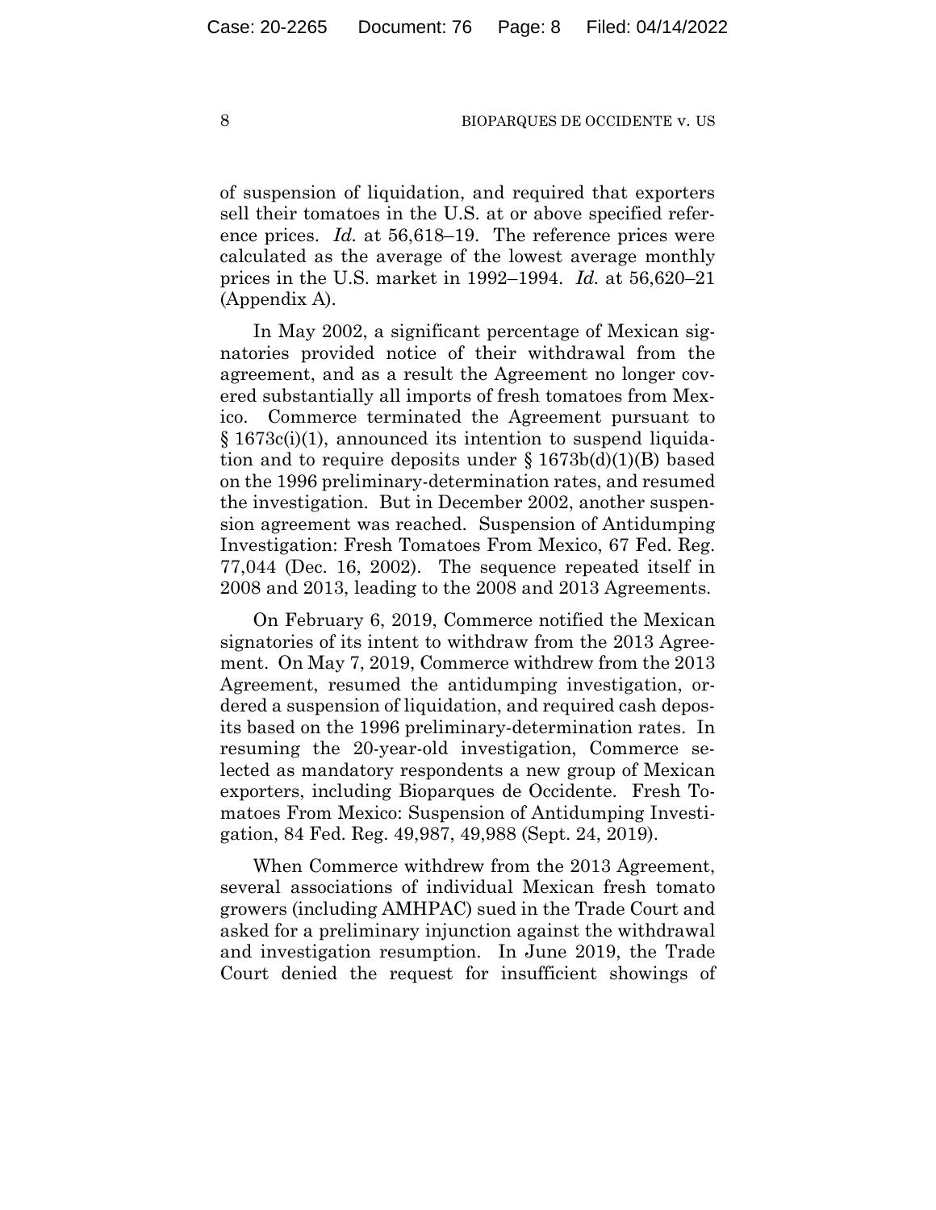of suspension of liquidation, and required that exporters sell their tomatoes in the U.S. at or above specified reference prices. *Id.* at 56,618–19. The reference prices were calculated as the average of the lowest average monthly prices in the U.S. market in 1992–1994. *Id.* at 56,620–21 (Appendix A).

In May 2002, a significant percentage of Mexican signatories provided notice of their withdrawal from the agreement, and as a result the Agreement no longer covered substantially all imports of fresh tomatoes from Mexico. Commerce terminated the Agreement pursuant to § 1673c(i)(1), announced its intention to suspend liquidation and to require deposits under § 1673b(d)(1)(B) based on the 1996 preliminary-determination rates, and resumed the investigation. But in December 2002, another suspension agreement was reached. Suspension of Antidumping Investigation: Fresh Tomatoes From Mexico, 67 Fed. Reg. 77,044 (Dec. 16, 2002). The sequence repeated itself in 2008 and 2013, leading to the 2008 and 2013 Agreements.

On February 6, 2019, Commerce notified the Mexican signatories of its intent to withdraw from the 2013 Agreement. On May 7, 2019, Commerce withdrew from the 2013 Agreement, resumed the antidumping investigation, ordered a suspension of liquidation, and required cash deposits based on the 1996 preliminary-determination rates. In resuming the 20-year-old investigation, Commerce selected as mandatory respondents a new group of Mexican exporters, including Bioparques de Occidente. Fresh Tomatoes From Mexico: Suspension of Antidumping Investigation, 84 Fed. Reg. 49,987, 49,988 (Sept. 24, 2019).

When Commerce withdrew from the 2013 Agreement, several associations of individual Mexican fresh tomato growers (including AMHPAC) sued in the Trade Court and asked for a preliminary injunction against the withdrawal and investigation resumption. In June 2019, the Trade Court denied the request for insufficient showings of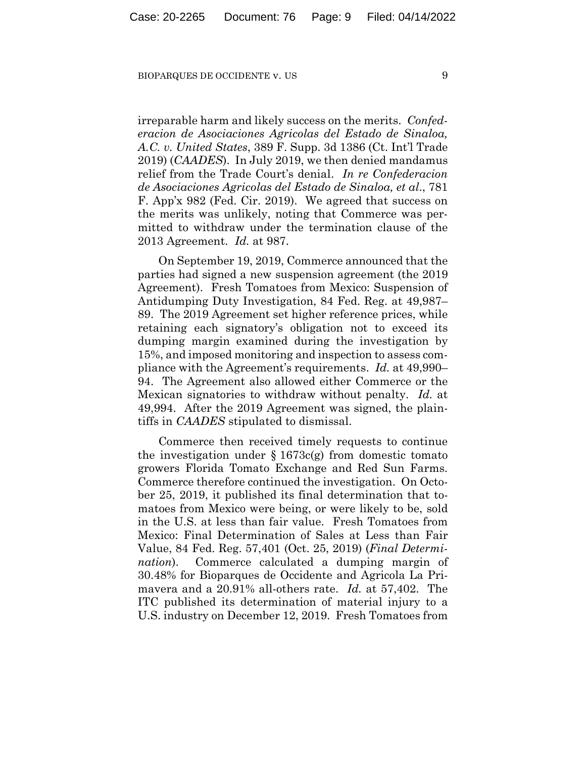irreparable harm and likely success on the merits. *Confederacion de Asociaciones Agricolas del Estado de Sinaloa, A.C. v. United States*, 389 F. Supp. 3d 1386 (Ct. Int'l Trade 2019) (*CAADES*). In July 2019, we then denied mandamus relief from the Trade Court's denial. *In re Confederacion de Asociaciones Agricolas del Estado de Sinaloa, et al.*, 781 F. App'x 982 (Fed. Cir. 2019). We agreed that success on the merits was unlikely, noting that Commerce was permitted to withdraw under the termination clause of the 2013 Agreement. *Id.* at 987.

On September 19, 2019, Commerce announced that the parties had signed a new suspension agreement (the 2019 Agreement). Fresh Tomatoes from Mexico: Suspension of Antidumping Duty Investigation, 84 Fed. Reg. at 49,987–89. The 2019 Agreement set higher reference prices, while retaining each signatory's obligation not to exceed its dumping margin examined during the investigation by 15%, and imposed monitoring and inspection to assess compliance with the Agreement's requirements. *Id.* at 49,990–94. The Agreement also allowed either Commerce or the Mexican signatories to withdraw without penalty. *Id.* at 49,994. After the 2019 Agreement was signed, the plaintiffs in *CAADES* stipulated to dismissal.

Commerce then received timely requests to continue the investigation under § 1673c(g) from domestic tomato growers Florida Tomato Exchange and Red Sun Farms. Commerce therefore continued the investigation. On October 25, 2019, it published its final determination that tomatoes from Mexico were being, or were likely to be, sold in the U.S. at less than fair value. Fresh Tomatoes from Mexico: Final Determination of Sales at Less than Fair Value, 84 Fed. Reg. 57,401 (Oct. 25, 2019) (*Final Determination*). Commerce calculated a dumping margin of 30.48% for Bioparques de Occidente and Agricola La Primavera and a 20.91% all-others rate. *Id.* at 57,402. The ITC published its determination of material injury to a U.S. industry on December 12, 2019. Fresh Tomatoes from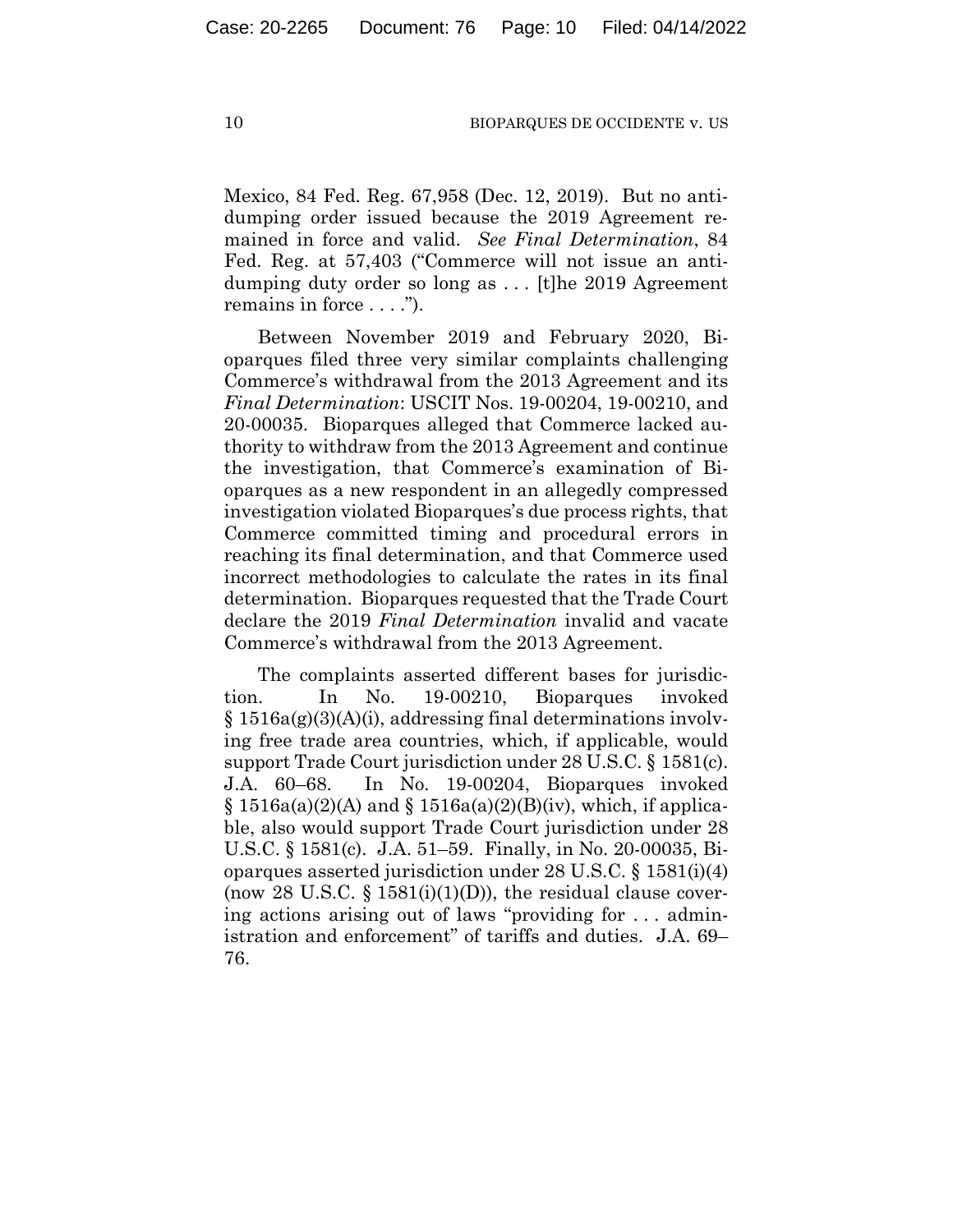Mexico, 84 Fed. Reg. 67,958 (Dec. 12, 2019). But no antidumping order issued because the 2019 Agreement remained in force and valid. *See Final Determination*, 84 Fed. Reg. at 57,403 ("Commerce will not issue an antidumping duty order so long as . . . [t]he 2019 Agreement remains in force . . . .").

Between November 2019 and February 2020, Bioparques filed three very similar complaints challenging Commerce's withdrawal from the 2013 Agreement and its *Final Determination*: USCIT Nos. 19-00204, 19-00210, and 20-00035. Bioparques alleged that Commerce lacked authority to withdraw from the 2013 Agreement and continue the investigation, that Commerce's examination of Bioparques as a new respondent in an allegedly compressed investigation violated Bioparques's due process rights, that Commerce committed timing and procedural errors in reaching its final determination, and that Commerce used incorrect methodologies to calculate the rates in its final determination. Bioparques requested that the Trade Court declare the 2019 *Final Determination* invalid and vacate Commerce's withdrawal from the 2013 Agreement.

The complaints asserted different bases for jurisdiction. In No. 19-00210, Bioparques invoked § 1516a(g)(3)(A)(i), addressing final determinations involving free trade area countries, which, if applicable, would support Trade Court jurisdiction under 28 U.S.C. § 1581(c). J.A. 60–68. In No. 19-00204, Bioparques invoked § 1516a(a)(2)(A) and § 1516a(a)(2)(B)(iv), which, if applicable, also would support Trade Court jurisdiction under 28 U.S.C. § 1581(c). J.A. 51–59. Finally, in No. 20-00035, Bioparques asserted jurisdiction under 28 U.S.C. § 1581(i)(4) (now 28 U.S.C. § 1581(i)(1)(D)), the residual clause covering actions arising out of laws "providing for . . . administration and enforcement" of tariffs and duties. J.A. 69–76.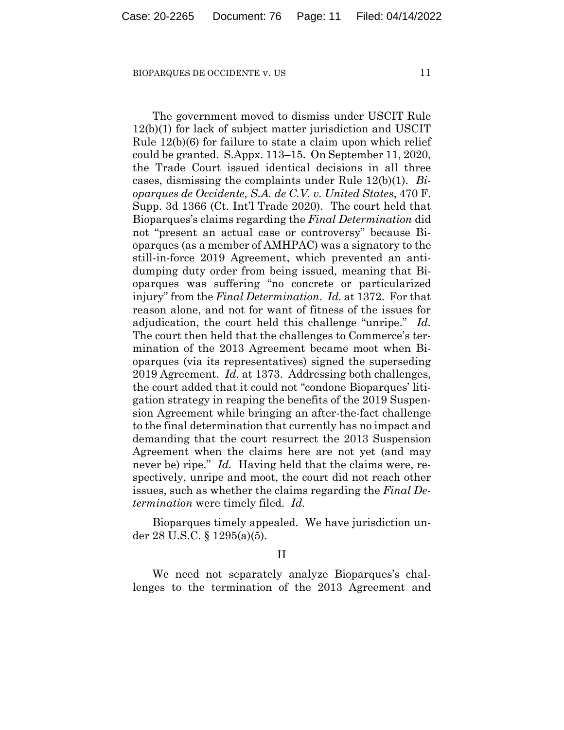The government moved to dismiss under USCIT Rule 12(b)(1) for lack of subject matter jurisdiction and USCIT Rule 12(b)(6) for failure to state a claim upon which relief could be granted. S.Appx. 113–15. On September 11, 2020, the Trade Court issued identical decisions in all three cases, dismissing the complaints under Rule 12(b)(1). *Bioparques de Occidente, S.A. de C.V. v. United States*, 470 F. Supp. 3d 1366 (Ct. Int'l Trade 2020). The court held that Bioparques's claims regarding the *Final Determination* did not "present an actual case or controversy" because Bioparques (as a member of AMHPAC) was a signatory to the still-in-force 2019 Agreement, which prevented an antidumping duty order from being issued, meaning that Bioparques was suffering "no concrete or particularized injury" from the *Final Determination*. *Id.* at 1372. For that reason alone, and not for want of fitness of the issues for adjudication, the court held this challenge "unripe." *Id.* The court then held that the challenges to Commerce's termination of the 2013 Agreement became moot when Bioparques (via its representatives) signed the superseding 2019 Agreement. *Id.* at 1373. Addressing both challenges, the court added that it could not "condone Bioparques' litigation strategy in reaping the benefits of the 2019 Suspension Agreement while bringing an after-the-fact challenge to the final determination that currently has no impact and demanding that the court resurrect the 2013 Suspension Agreement when the claims here are not yet (and may never be) ripe." *Id.* Having held that the claims were, respectively, unripe and moot, the court did not reach other issues, such as whether the claims regarding the *Final Determination* were timely filed. *Id.*

Bioparques timely appealed. We have jurisdiction under 28 U.S.C. § 1295(a)(5).

## II

We need not separately analyze Bioparques's challenges to the termination of the 2013 Agreement and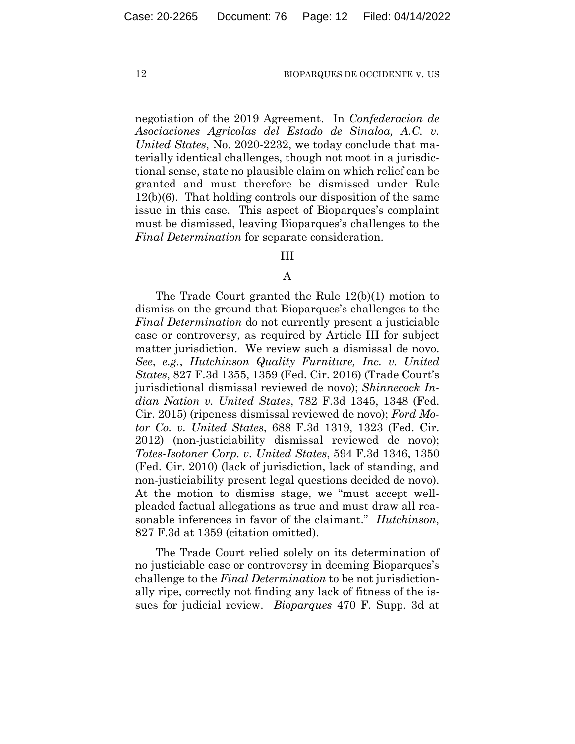negotiation of the 2019 Agreement. In *Confederacion de Asociaciones Agricolas del Estado de Sinaloa, A.C. v. United States*, No. 2020-2232, we today conclude that materially identical challenges, though not moot in a jurisdictional sense, state no plausible claim on which relief can be granted and must therefore be dismissed under Rule 12(b)(6). That holding controls our disposition of the same issue in this case. This aspect of Bioparques's complaint must be dismissed, leaving Bioparques's challenges to the *Final Determination* for separate consideration.

## III

### A

The Trade Court granted the Rule 12(b)(1) motion to dismiss on the ground that Bioparques's challenges to the *Final Determination* do not currently present a justiciable case or controversy, as required by Article III for subject matter jurisdiction. We review such a dismissal de novo. *See, e.g.*, *Hutchinson Quality Furniture, Inc. v. United States*, 827 F.3d 1355, 1359 (Fed. Cir. 2016) (Trade Court's jurisdictional dismissal reviewed de novo); *Shinnecock Indian Nation v. United States*, 782 F.3d 1345, 1348 (Fed. Cir. 2015) (ripeness dismissal reviewed de novo); *Ford Motor Co. v. United States*, 688 F.3d 1319, 1323 (Fed. Cir. 2012) (non-justiciability dismissal reviewed de novo); *Totes-Isotoner Corp. v. United States*, 594 F.3d 1346, 1350 (Fed. Cir. 2010) (lack of jurisdiction, lack of standing, and non-justiciability present legal questions decided de novo). At the motion to dismiss stage, we "must accept well-pleaded factual allegations as true and must draw all reasonable inferences in favor of the claimant." *Hutchinson*, 827 F.3d at 1359 (citation omitted).

The Trade Court relied solely on its determination of no justiciable case or controversy in deeming Bioparques's challenge to the *Final Determination* to be not jurisdictionally ripe, correctly not finding any lack of fitness of the issues for judicial review. *Bioparques* 470 F. Supp. 3d at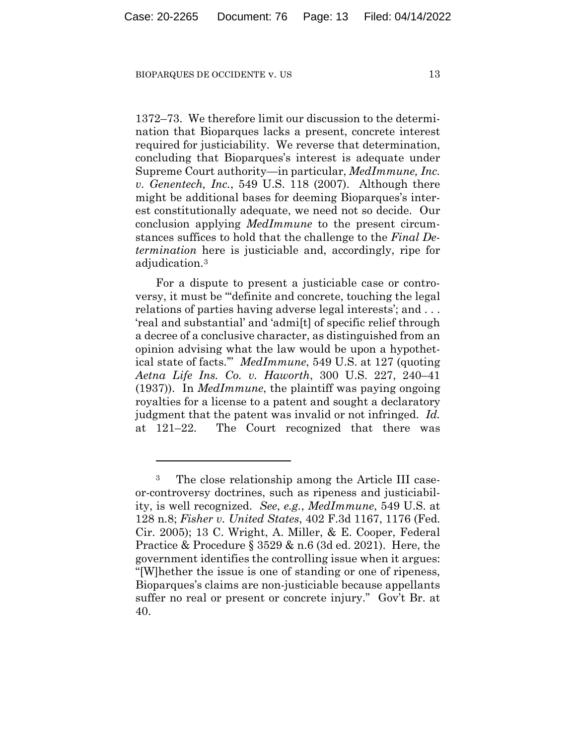1372–73. We therefore limit our discussion to the determination that Bioparques lacks a present, concrete interest required for justiciability. We reverse that determination, concluding that Bioparques's interest is adequate under Supreme Court authority—in particular, *MedImmune, Inc. v. Genentech, Inc.*, 549 U.S. 118 (2007). Although there might be additional bases for deeming Bioparques's interest constitutionally adequate, we need not so decide. Our conclusion applying *MedImmune* to the present circumstances suffices to hold that the challenge to the *Final Determination* here is justiciable and, accordingly, ripe for adjudication.[3]

For a dispute to present a justiciable case or controversy, it must be "'definite and concrete, touching the legal relations of parties having adverse legal interests'; and . . . 'real and substantial' and 'admi[t] of specific relief through a decree of a conclusive character, as distinguished from an opinion advising what the law would be upon a hypothetical state of facts.'" *MedImmune*, 549 U.S. at 127 (quoting *Aetna Life Ins. Co. v. Haworth*, 300 U.S. 227, 240–41 (1937)). In *MedImmune*, the plaintiff was paying ongoing royalties for a license to a patent and sought a declaratory judgment that the patent was invalid or not infringed. *Id.* at 121–22. The Court recognized that there was

[3] The close relationship among the Article III case-or-controversy doctrines, such as ripeness and justiciability, is well recognized. *See, e.g.*, *MedImmune*, 549 U.S. at 128 n.8; *Fisher v. United States*, 402 F.3d 1167, 1176 (Fed. Cir. 2005); 13 C. Wright, A. Miller, & E. Cooper, Federal Practice & Procedure § 3529 & n.6 (3d ed. 2021). Here, the government identifies the controlling issue when it argues: "[W]hether the issue is one of standing or one of ripeness, Bioparques's claims are non-justiciable because appellants suffer no real or present or concrete injury." Gov't Br. at 40.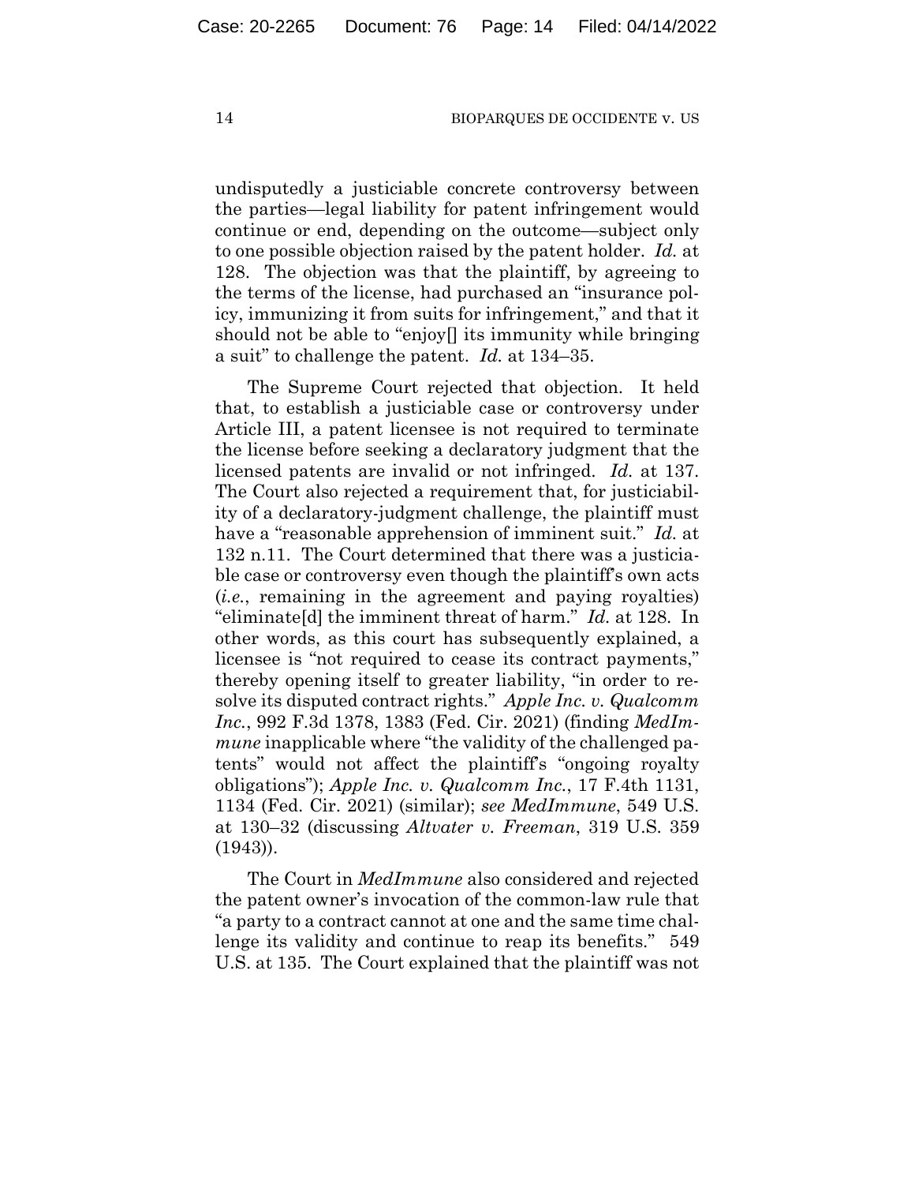undisputedly a justiciable concrete controversy between the parties—legal liability for patent infringement would continue or end, depending on the outcome—subject only to one possible objection raised by the patent holder. *Id.* at 128. The objection was that the plaintiff, by agreeing to the terms of the license, had purchased an "insurance policy, immunizing it from suits for infringement," and that it should not be able to "enjoy[] its immunity while bringing a suit" to challenge the patent. *Id.* at 134–35.

The Supreme Court rejected that objection. It held that, to establish a justiciable case or controversy under Article III, a patent licensee is not required to terminate the license before seeking a declaratory judgment that the licensed patents are invalid or not infringed. *Id.* at 137. The Court also rejected a requirement that, for justiciability of a declaratory-judgment challenge, the plaintiff must have a "reasonable apprehension of imminent suit." *Id.* at 132 n.11. The Court determined that there was a justiciable case or controversy even though the plaintiff's own acts (*i.e.*, remaining in the agreement and paying royalties) "eliminate[d] the imminent threat of harm." *Id.* at 128. In other words, as this court has subsequently explained, a licensee is "not required to cease its contract payments," thereby opening itself to greater liability, "in order to resolve its disputed contract rights." *Apple Inc. v. Qualcomm Inc.*, 992 F.3d 1378, 1383 (Fed. Cir. 2021) (finding *MedImmune* inapplicable where "the validity of the challenged patents" would not affect the plaintiff's "ongoing royalty obligations"); *Apple Inc. v. Qualcomm Inc.*, 17 F.4th 1131, 1134 (Fed. Cir. 2021) (similar); *see MedImmune*, 549 U.S. at 130–32 (discussing *Altvater v. Freeman*, 319 U.S. 359 (1943)).

The Court in *MedImmune* also considered and rejected the patent owner's invocation of the common-law rule that "a party to a contract cannot at one and the same time challenge its validity and continue to reap its benefits." 549 U.S. at 135. The Court explained that the plaintiff was not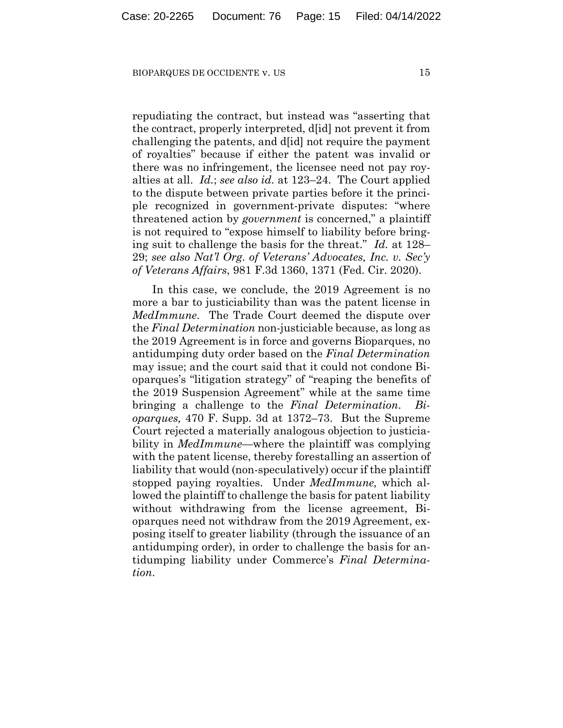repudiating the contract, but instead was "asserting that the contract, properly interpreted, d[id] not prevent it from challenging the patents, and d[id] not require the payment of royalties" because if either the patent was invalid or there was no infringement, the licensee need not pay royalties at all. *Id.*; *see also id.* at 123–24. The Court applied to the dispute between private parties before it the principle recognized in government-private disputes: "where threatened action by *government* is concerned," a plaintiff is not required to "expose himself to liability before bringing suit to challenge the basis for the threat." *Id.* at 128–29; *see also Nat'l Org. of Veterans' Advocates, Inc. v. Sec'y of Veterans Affairs*, 981 F.3d 1360, 1371 (Fed. Cir. 2020).

In this case, we conclude, the 2019 Agreement is no more a bar to justiciability than was the patent license in *MedImmune*. The Trade Court deemed the dispute over the *Final Determination* non-justiciable because, as long as the 2019 Agreement is in force and governs Bioparques, no antidumping duty order based on the *Final Determination* may issue; and the court said that it could not condone Bioparques's "litigation strategy" of "reaping the benefits of the 2019 Suspension Agreement" while at the same time bringing a challenge to the *Final Determination*. *Bioparques,* 470 F. Supp. 3d at 1372–73. But the Supreme Court rejected a materially analogous objection to justiciability in *MedImmune*—where the plaintiff was complying with the patent license, thereby forestalling an assertion of liability that would (non-speculatively) occur if the plaintiff stopped paying royalties. Under *MedImmune,* which allowed the plaintiff to challenge the basis for patent liability without withdrawing from the license agreement, Bioparques need not withdraw from the 2019 Agreement, exposing itself to greater liability (through the issuance of an antidumping order), in order to challenge the basis for antidumping liability under Commerce's *Final Determination*.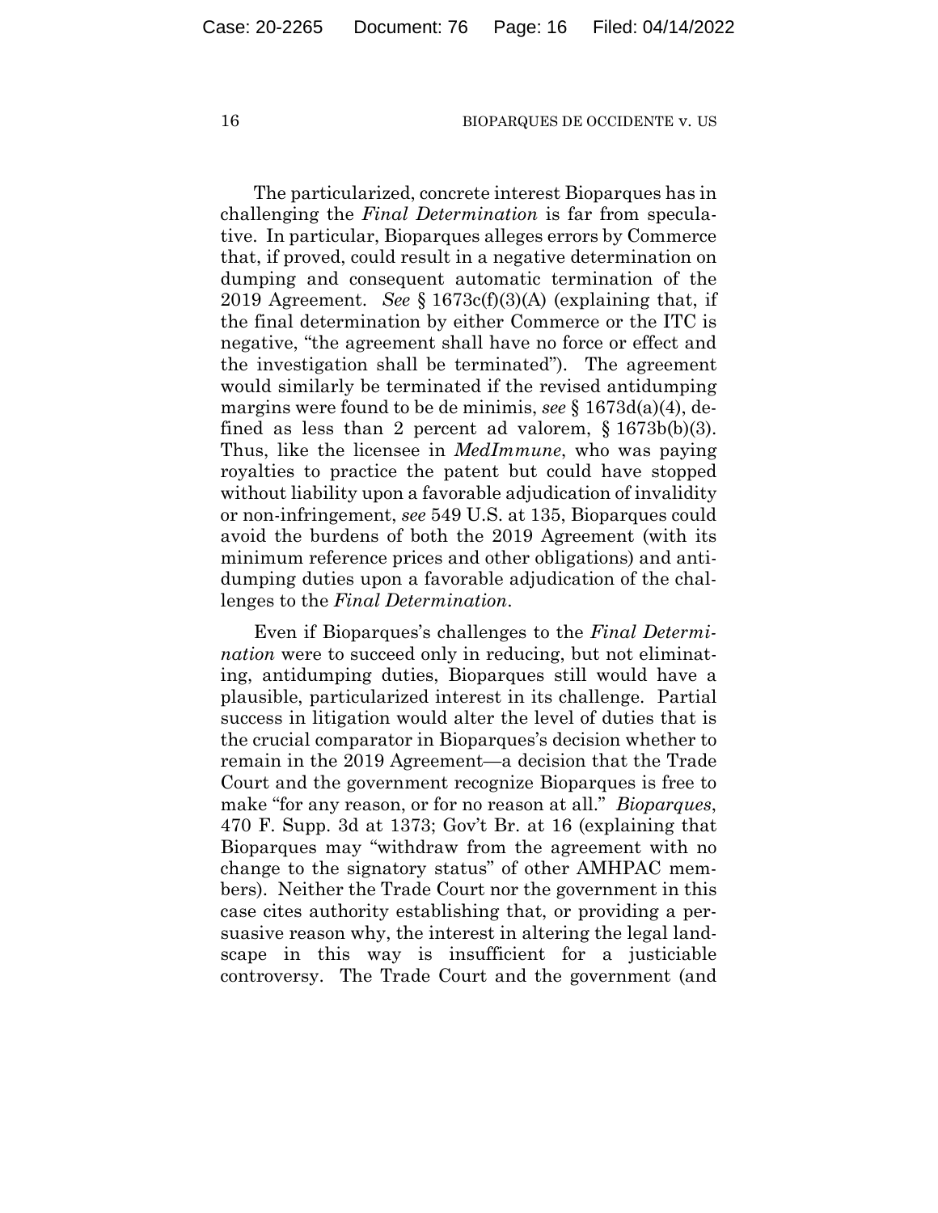The particularized, concrete interest Bioparques has in challenging the *Final Determination* is far from speculative. In particular, Bioparques alleges errors by Commerce that, if proved, could result in a negative determination on dumping and consequent automatic termination of the 2019 Agreement. *See* § 1673c(f)(3)(A) (explaining that, if the final determination by either Commerce or the ITC is negative, "the agreement shall have no force or effect and the investigation shall be terminated"). The agreement would similarly be terminated if the revised antidumping margins were found to be de minimis, *see* § 1673d(a)(4), defined as less than 2 percent ad valorem, § 1673b(b)(3). Thus, like the licensee in *MedImmune*, who was paying royalties to practice the patent but could have stopped without liability upon a favorable adjudication of invalidity or non-infringement, *see* 549 U.S. at 135, Bioparques could avoid the burdens of both the 2019 Agreement (with its minimum reference prices and other obligations) and antidumping duties upon a favorable adjudication of the challenges to the *Final Determination*.

Even if Bioparques's challenges to the *Final Determination* were to succeed only in reducing, but not eliminating, antidumping duties, Bioparques still would have a plausible, particularized interest in its challenge. Partial success in litigation would alter the level of duties that is the crucial comparator in Bioparques's decision whether to remain in the 2019 Agreement—a decision that the Trade Court and the government recognize Bioparques is free to make "for any reason, or for no reason at all." *Bioparques*, 470 F. Supp. 3d at 1373; Gov't Br. at 16 (explaining that Bioparques may "withdraw from the agreement with no change to the signatory status" of other AMHPAC members). Neither the Trade Court nor the government in this case cites authority establishing that, or providing a persuasive reason why, the interest in altering the legal landscape in this way is insufficient for a justiciable controversy. The Trade Court and the government (and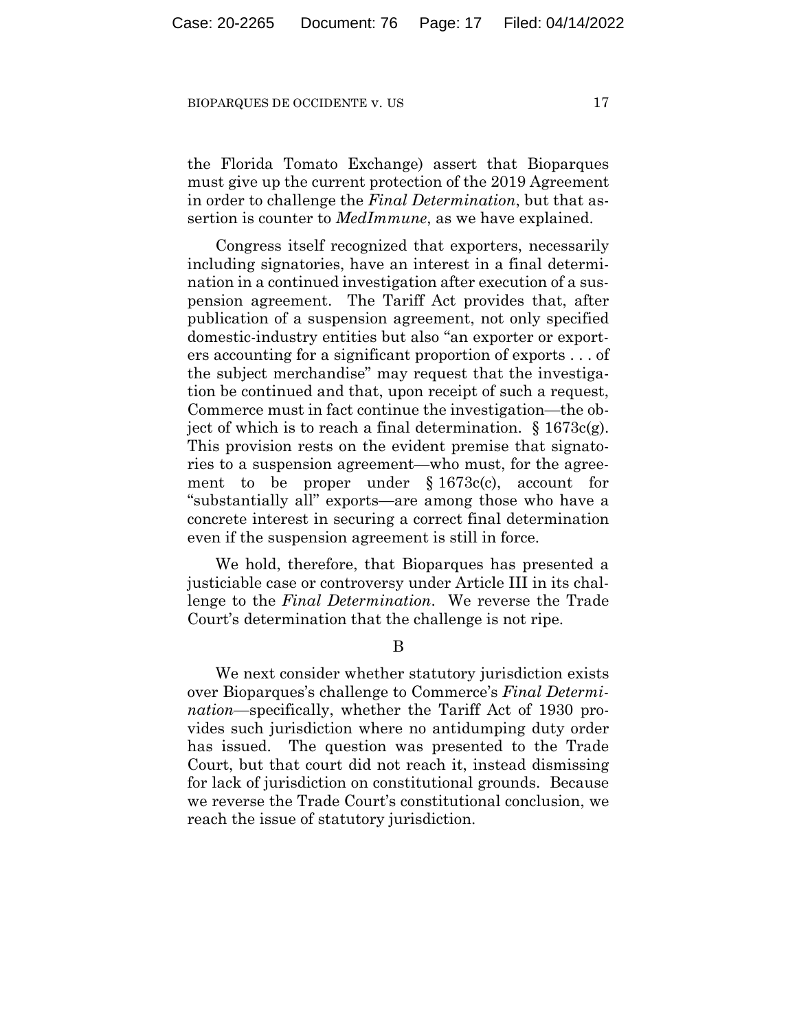the Florida Tomato Exchange) assert that Bioparques must give up the current protection of the 2019 Agreement in order to challenge the *Final Determination*, but that assertion is counter to *MedImmune*, as we have explained.

Congress itself recognized that exporters, necessarily including signatories, have an interest in a final determination in a continued investigation after execution of a suspension agreement. The Tariff Act provides that, after publication of a suspension agreement, not only specified domestic-industry entities but also "an exporter or exporters accounting for a significant proportion of exports . . . of the subject merchandise" may request that the investigation be continued and that, upon receipt of such a request, Commerce must in fact continue the investigation—the object of which is to reach a final determination. § 1673c(g). This provision rests on the evident premise that signatories to a suspension agreement—who must, for the agreement to be proper under § 1673c(c), account for "substantially all" exports—are among those who have a concrete interest in securing a correct final determination even if the suspension agreement is still in force.

We hold, therefore, that Bioparques has presented a justiciable case or controversy under Article III in its challenge to the *Final Determination*. We reverse the Trade Court's determination that the challenge is not ripe.

B

We next consider whether statutory jurisdiction exists over Bioparques's challenge to Commerce's *Final Determination*—specifically, whether the Tariff Act of 1930 provides such jurisdiction where no antidumping duty order has issued. The question was presented to the Trade Court, but that court did not reach it, instead dismissing for lack of jurisdiction on constitutional grounds. Because we reverse the Trade Court's constitutional conclusion, we reach the issue of statutory jurisdiction.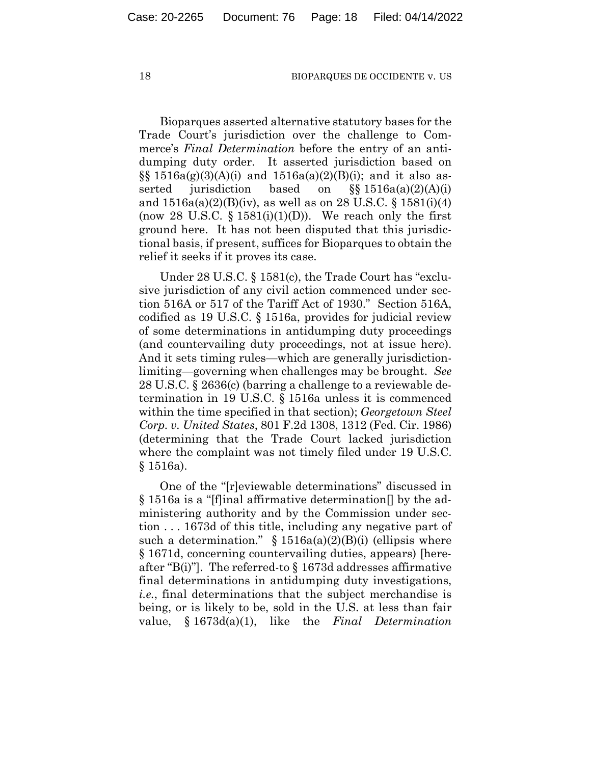Bioparques asserted alternative statutory bases for the Trade Court's jurisdiction over the challenge to Commerce's *Final Determination* before the entry of an antidumping duty order. It asserted jurisdiction based on §§ 1516a(g)(3)(A)(i) and 1516a(a)(2)(B)(i); and it also asserted jurisdiction based on §§ 1516a(a)(2)(A)(i) and 1516a(a)(2)(B)(iv), as well as on 28 U.S.C. § 1581(i)(4) (now 28 U.S.C. § 1581(i)(1)(D)). We reach only the first ground here. It has not been disputed that this jurisdictional basis, if present, suffices for Bioparques to obtain the relief it seeks if it proves its case.

Under 28 U.S.C. § 1581(c), the Trade Court has "exclusive jurisdiction of any civil action commenced under section 516A or 517 of the Tariff Act of 1930." Section 516A, codified as 19 U.S.C. § 1516a, provides for judicial review of some determinations in antidumping duty proceedings (and countervailing duty proceedings, not at issue here). And it sets timing rules—which are generally jurisdiction-limiting—governing when challenges may be brought. *See* 28 U.S.C. § 2636(c) (barring a challenge to a reviewable determination in 19 U.S.C. § 1516a unless it is commenced within the time specified in that section); *Georgetown Steel Corp. v. United States*, 801 F.2d 1308, 1312 (Fed. Cir. 1986) (determining that the Trade Court lacked jurisdiction where the complaint was not timely filed under 19 U.S.C. § 1516a).

One of the "[r]eviewable determinations" discussed in § 1516a is a "[f]inal affirmative determination[] by the administering authority and by the Commission under section . . . 1673d of this title, including any negative part of such a determination." § 1516a(a)(2)(B)(i) (ellipsis where § 1671d, concerning countervailing duties, appears) [hereafter "B(i)"]. The referred-to § 1673d addresses affirmative final determinations in antidumping duty investigations, *i.e.*, final determinations that the subject merchandise is being, or is likely to be, sold in the U.S. at less than fair value, § 1673d(a)(1), like the *Final Determination*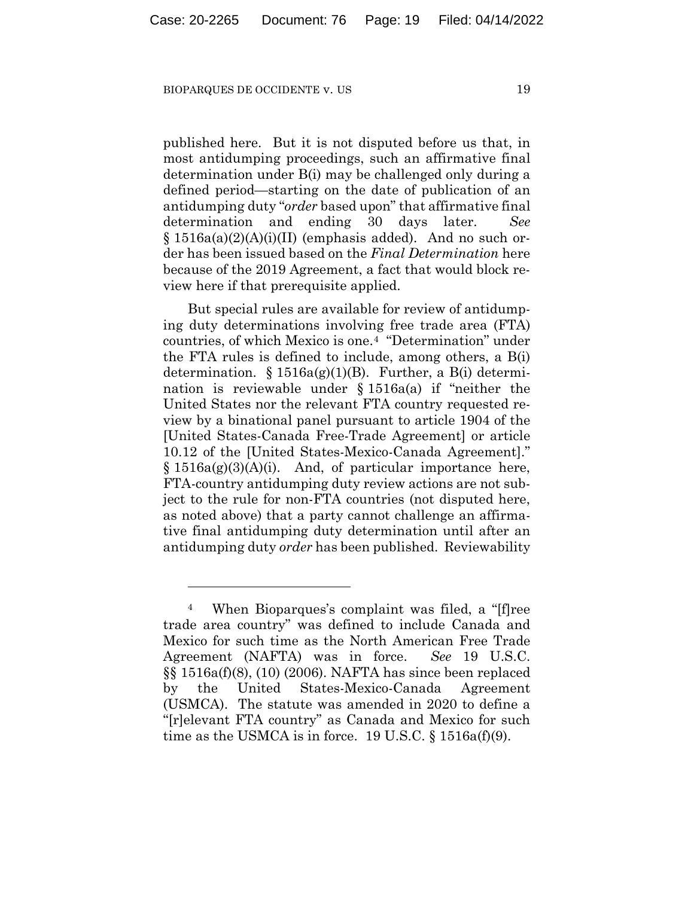published here. But it is not disputed before us that, in most antidumping proceedings, such an affirmative final determination under B(i) may be challenged only during a defined period—starting on the date of publication of an antidumping duty "*order* based upon" that affirmative final determination and ending 30 days later. *See* § 1516a(a)(2)(A)(i)(II) (emphasis added). And no such order has been issued based on the *Final Determination* here because of the 2019 Agreement, a fact that would block review here if that prerequisite applied.

But special rules are available for review of antidumping duty determinations involving free trade area (FTA) countries, of which Mexico is one.[4] "Determination" under the FTA rules is defined to include, among others, a B(i) determination. § 1516a(g)(1)(B). Further, a B(i) determination is reviewable under § 1516a(a) if "neither the United States nor the relevant FTA country requested review by a binational panel pursuant to article 1904 of the [United States-Canada Free-Trade Agreement] or article 10.12 of the [United States-Mexico-Canada Agreement]." § 1516a(g)(3)(A)(i). And, of particular importance here, FTA-country antidumping duty review actions are not subject to the rule for non-FTA countries (not disputed here, as noted above) that a party cannot challenge an affirmative final antidumping duty determination until after an antidumping duty *order* has been published. Reviewability

---

[4] When Bioparques's complaint was filed, a "[f]ree trade area country" was defined to include Canada and Mexico for such time as the North American Free Trade Agreement (NAFTA) was in force. *See* 19 U.S.C. §§ 1516a(f)(8), (10) (2006). NAFTA has since been replaced by the United States-Mexico-Canada Agreement (USMCA). The statute was amended in 2020 to define a "[r]elevant FTA country" as Canada and Mexico for such time as the USMCA is in force. 19 U.S.C. § 1516a(f)(9).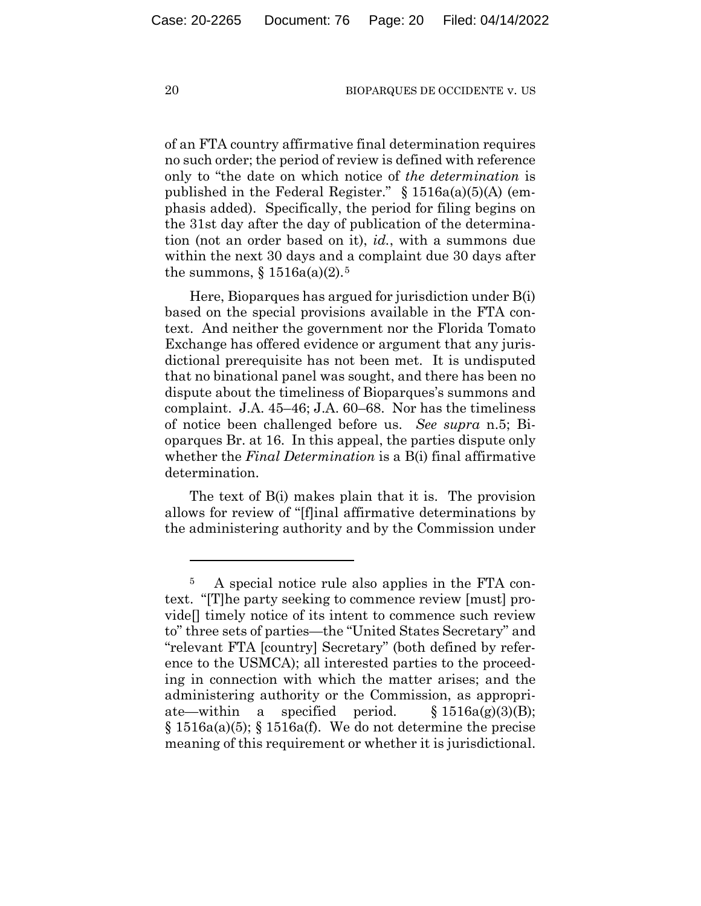of an FTA country affirmative final determination requires no such order; the period of review is defined with reference only to "the date on which notice of *the determination* is published in the Federal Register." § 1516a(a)(5)(A) (emphasis added). Specifically, the period for filing begins on the 31st day after the day of publication of the determination (not an order based on it), *id.*, with a summons due within the next 30 days and a complaint due 30 days after the summons, § 1516a(a)(2).[5]

Here, Bioparques has argued for jurisdiction under B(i) based on the special provisions available in the FTA context. And neither the government nor the Florida Tomato Exchange has offered evidence or argument that any jurisdictional prerequisite has not been met. It is undisputed that no binational panel was sought, and there has been no dispute about the timeliness of Bioparques's summons and complaint. J.A. 45–46; J.A. 60–68. Nor has the timeliness of notice been challenged before us. *See supra* n.5; Bioparques Br. at 16. In this appeal, the parties dispute only whether the *Final Determination* is a B(i) final affirmative determination.

The text of B(i) makes plain that it is. The provision allows for review of "[f]inal affirmative determinations by the administering authority and by the Commission under

---

[5] A special notice rule also applies in the FTA context. "[T]he party seeking to commence review [must] provide[] timely notice of its intent to commence such review to" three sets of parties—the "United States Secretary" and "relevant FTA [country] Secretary" (both defined by reference to the USMCA); all interested parties to the proceeding in connection with which the matter arises; and the administering authority or the Commission, as appropriate—within a specified period. § 1516a(g)(3)(B); § 1516a(a)(5); § 1516a(f). We do not determine the precise meaning of this requirement or whether it is jurisdictional.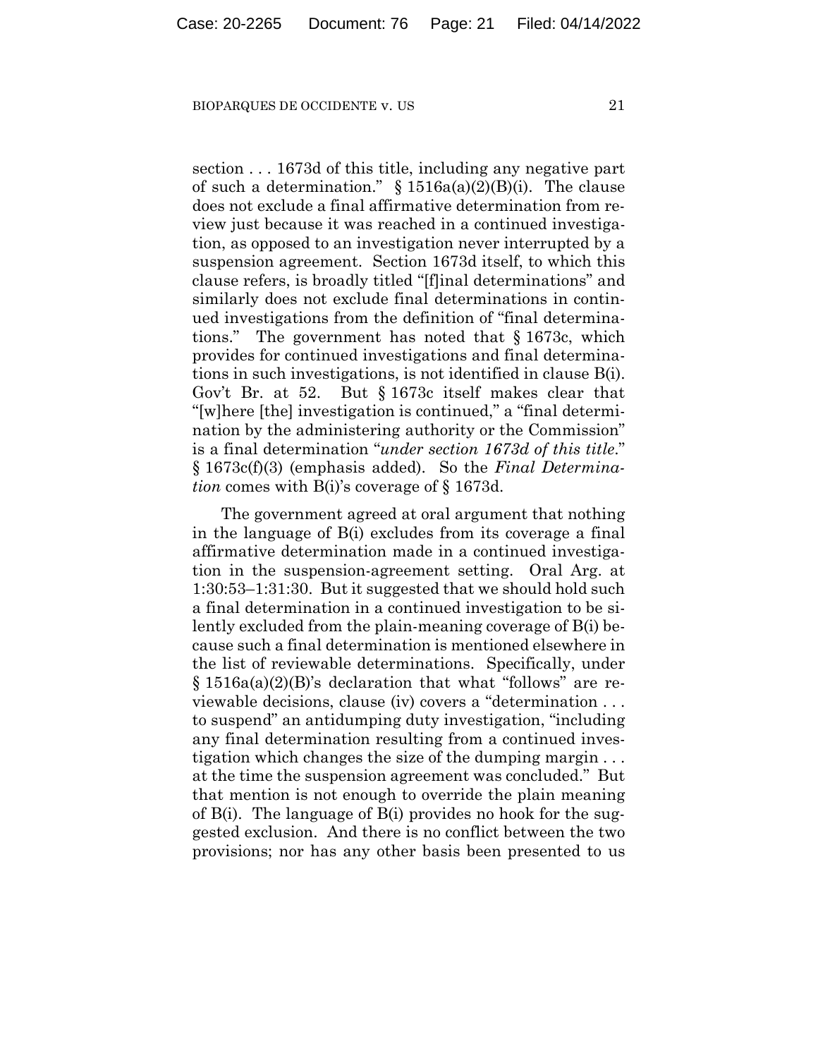section . . . 1673d of this title, including any negative part of such a determination." § 1516a(a)(2)(B)(i). The clause does not exclude a final affirmative determination from review just because it was reached in a continued investigation, as opposed to an investigation never interrupted by a suspension agreement. Section 1673d itself, to which this clause refers, is broadly titled "[f]inal determinations" and similarly does not exclude final determinations in continued investigations from the definition of "final determinations." The government has noted that § 1673c, which provides for continued investigations and final determinations in such investigations, is not identified in clause B(i). Gov't Br. at 52. But § 1673c itself makes clear that "[w]here [the] investigation is continued," a "final determination by the administering authority or the Commission" is a final determination "*under section 1673d of this title*." § 1673c(f)(3) (emphasis added). So the *Final Determination* comes with B(i)'s coverage of § 1673d.

The government agreed at oral argument that nothing in the language of B(i) excludes from its coverage a final affirmative determination made in a continued investigation in the suspension-agreement setting. Oral Arg. at 1:30:53–1:31:30. But it suggested that we should hold such a final determination in a continued investigation to be silently excluded from the plain-meaning coverage of B(i) because such a final determination is mentioned elsewhere in the list of reviewable determinations. Specifically, under § 1516a(a)(2)(B)'s declaration that what "follows" are reviewable decisions, clause (iv) covers a "determination . . . to suspend" an antidumping duty investigation, "including any final determination resulting from a continued investigation which changes the size of the dumping margin . . . at the time the suspension agreement was concluded." But that mention is not enough to override the plain meaning of B(i). The language of B(i) provides no hook for the suggested exclusion. And there is no conflict between the two provisions; nor has any other basis been presented to us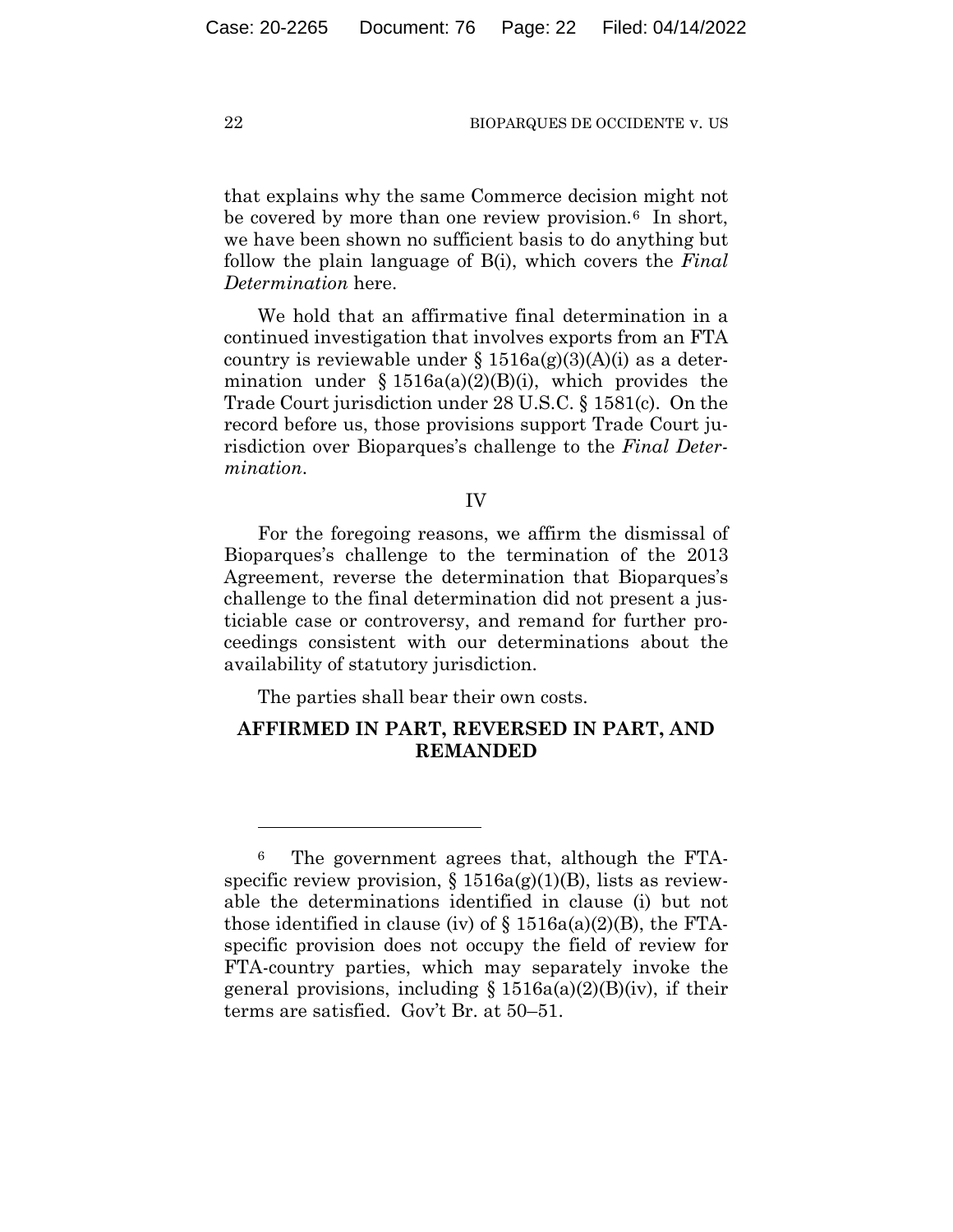that explains why the same Commerce decision might not be covered by more than one review provision.[6] In short, we have been shown no sufficient basis to do anything but follow the plain language of B(i), which covers the *Final Determination* here.

We hold that an affirmative final determination in a continued investigation that involves exports from an FTA country is reviewable under § 1516a(g)(3)(A)(i) as a determination under § 1516a(a)(2)(B)(i), which provides the Trade Court jurisdiction under 28 U.S.C. § 1581(c). On the record before us, those provisions support Trade Court jurisdiction over Bioparques's challenge to the *Final Determination*.

## IV

For the foregoing reasons, we affirm the dismissal of Bioparques's challenge to the termination of the 2013 Agreement, reverse the determination that Bioparques's challenge to the final determination did not present a justiciable case or controversy, and remand for further proceedings consistent with our determinations about the availability of statutory jurisdiction.

The parties shall bear their own costs.

**AFFIRMED IN PART, REVERSED IN PART, AND REMANDED**

---

[6] The government agrees that, although the FTA-specific review provision, § 1516a(g)(1)(B), lists as reviewable the determinations identified in clause (i) but not those identified in clause (iv) of § 1516a(a)(2)(B), the FTA-specific provision does not occupy the field of review for FTA-country parties, which may separately invoke the general provisions, including § 1516a(a)(2)(B)(iv), if their terms are satisfied. Gov't Br. at 50–51.